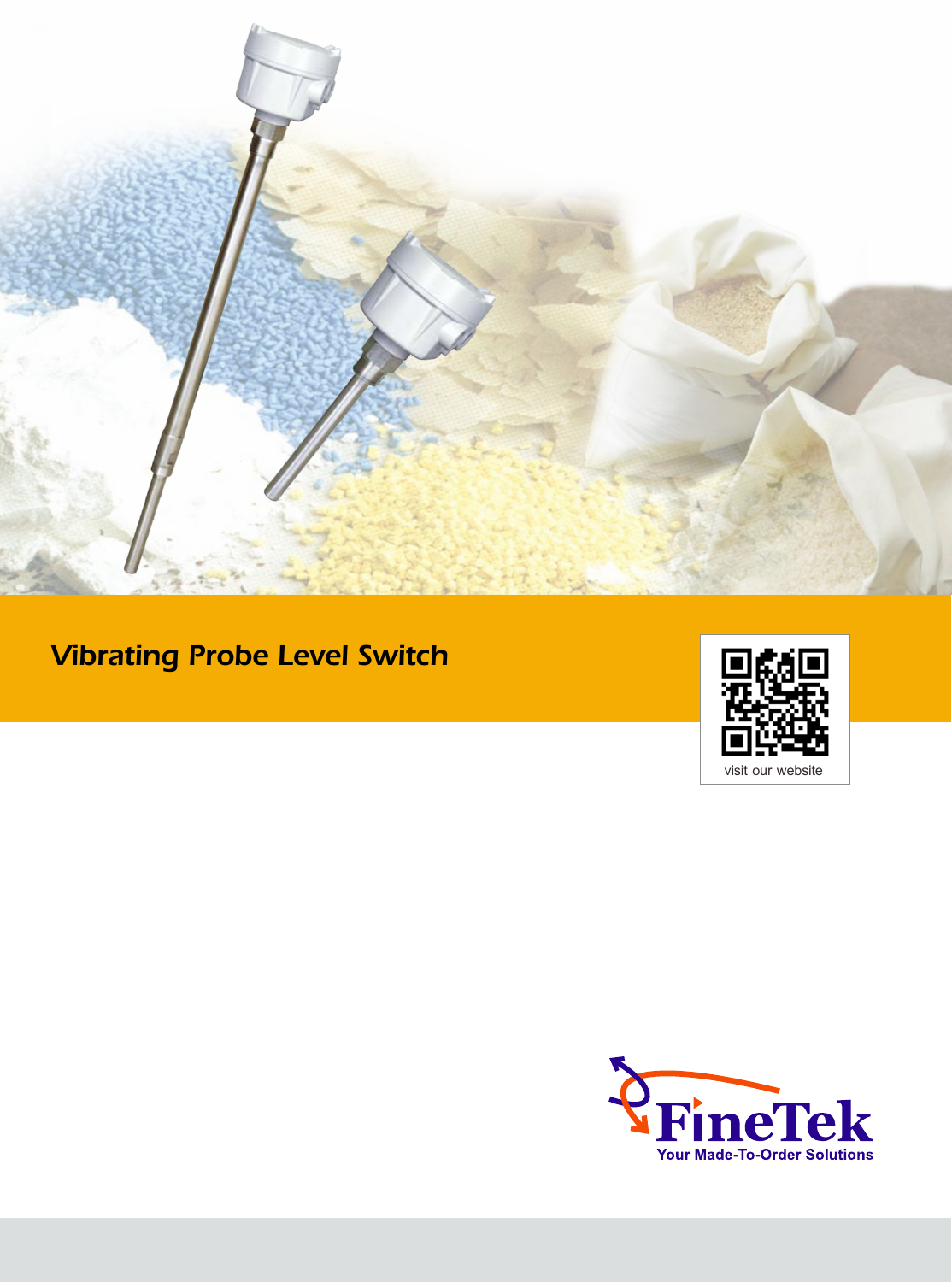# Vibrating Probe Level Switch

visit our website

FineTek

Your Made-To-Order Solutions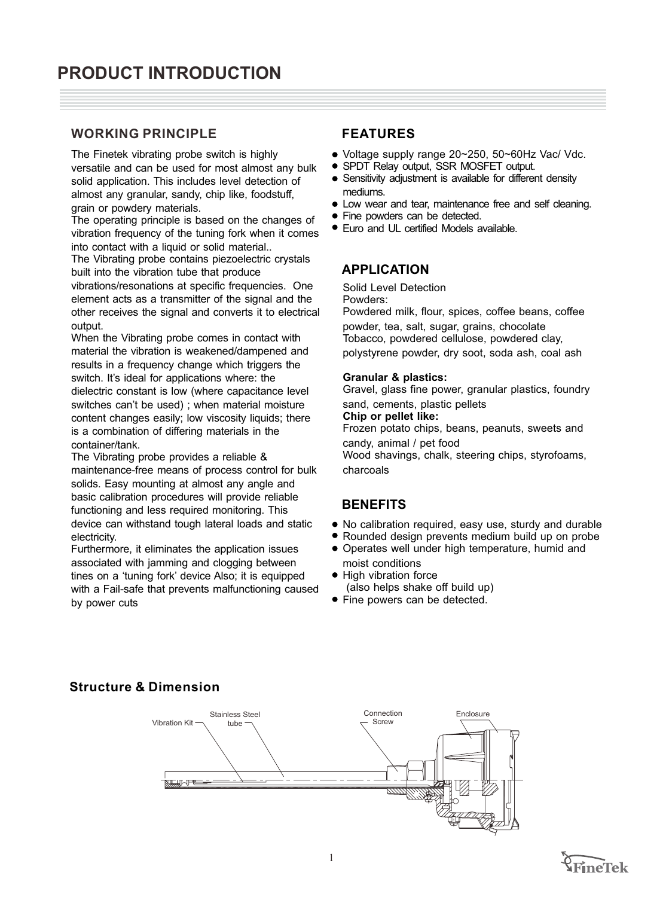# PRODUCT INTRODUCTION

## WORKING PRINCIPLE

The Finetek vibrating probe switch is highly versatile and can be used for most almost any bulk solid application. This includes level detection of almost any granular, sandy, chip like, foodstuff, grain or powdery materials.

The operating principle is based on the changes of vibration frequency of the tuning fork when it comes into contact with a liquid or solid material..

The Vibrating probe contains piezoelectric crystals built into the vibration tube that produce vibrations/resonations at specific frequencies. One element acts as a transmitter of the signal and the other receives the signal and converts it to electrical output.

When the Vibrating probe comes in contact with material the vibration is weakened/dampened and results in a frequency change which triggers the switch. It's ideal for applications where: the dielectric constant is low (where capacitance level switches can't be used) ; when material moisture content changes easily; low viscosity liquids; there is a combination of differing materials in the container/tank.

The Vibrating probe provides a reliable & maintenance-free means of process control for bulk solids. Easy mounting at almost any angle and basic calibration procedures will provide reliable functioning and less required monitoring. This device can withstand tough lateral loads and static electricity.

Furthermore, it eliminates the application issues associated with jamming and clogging between tines on a 'tuning fork' device Also; it is equipped with a Fail-safe that prevents malfunctioning caused by power cuts

## FEATURES

- Voltage supply range 20~250, 50~60Hz Vac/ Vdc.
- SPDT Relay output, SSR MOSFET output.
- Sensitivity adjustment is available for different density mediums.
- Low wear and tear, maintenance free and self cleaning.
- Fine powders can be detected.
- Euro and UL certified Models available.

## APPLICATION

Solid Level Detection

Powders:

Powdered milk, flour, spices, coffee beans, coffee powder, tea, salt, sugar, grains, chocolate

Tobacco, powdered cellulose, powdered clay, polystyrene powder, dry soot, soda ash, coal ash

**Granular & plastics:**

Gravel, glass fine power, granular plastics, foundry sand, cements, plastic pellets

**Chip or pellet like:**

Frozen potato chips, beans, peanuts, sweets and candy, animal / pet food

Wood shavings, chalk, steering chips, styrofoams, charcoals

## BENEFITS

- No calibration required, easy use, sturdy and durable
- Rounded design prevents medium build up on probe
- Operates well under high temperature, humid and moist conditions
- High vibration force (also helps shake off build up)
- Fine powers can be detected.

## Structure & Dimension

Vibration Kit, Stainless Steel tube, Connection Screw, Enclosure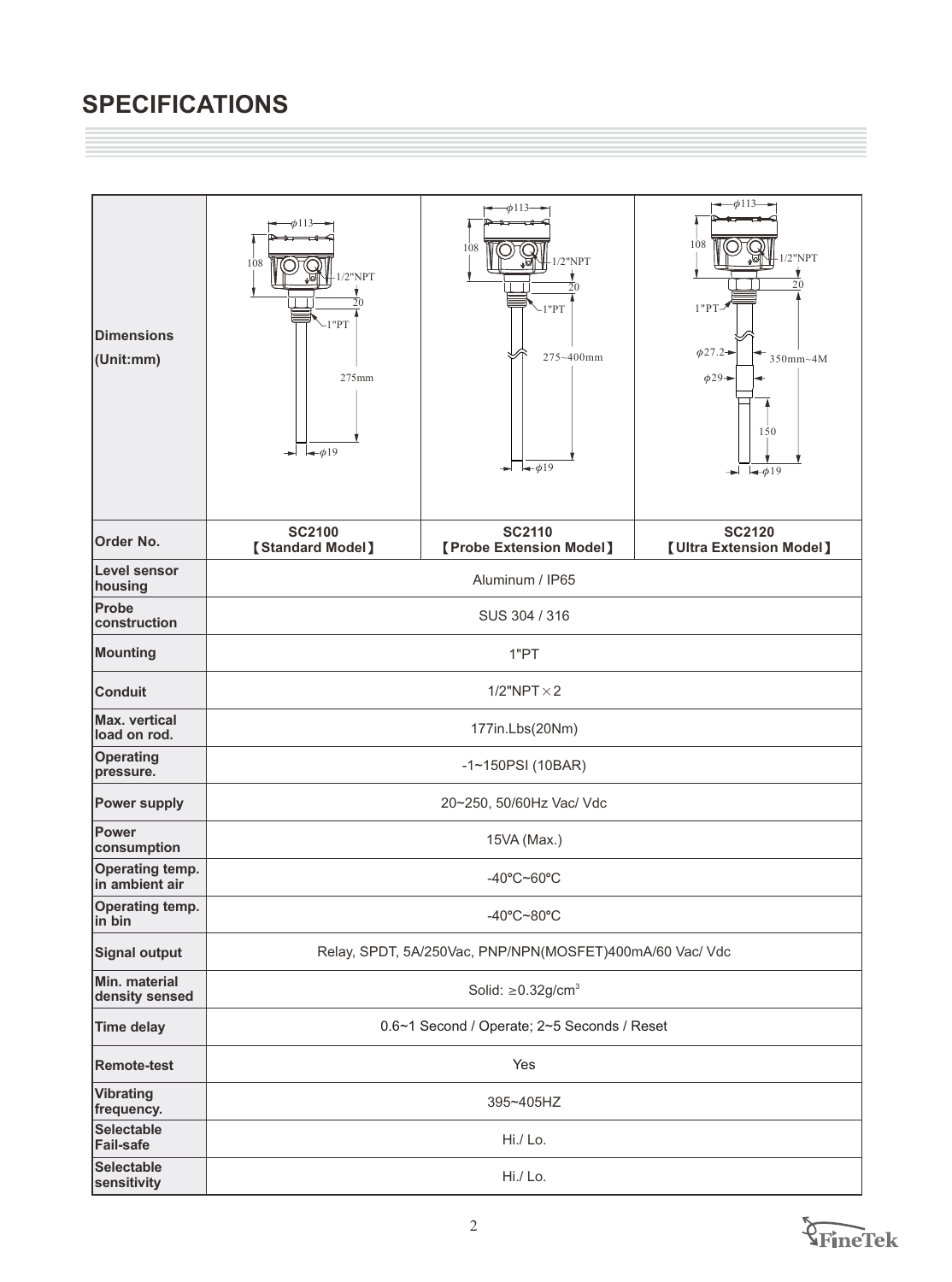# SPECIFICATIONS

| Dimensions (Unit:mm) | ϕ113, 108, 1/2"NPT, 20, 1"PT, 275mm, ϕ19 | ϕ113, 108, 1/2"NPT, 20, 1"PT, 275~400mm, ϕ19 | ϕ113, 108, 1/2"NPT, 20, 1"PT, ϕ27.2, ϕ29, 350mm~4M, 150, ϕ19 |
|---|---|---|---|
| Order No. | SC2100 【Standard Model】 | SC2110 【Probe Extension Model】 | SC2120 【Ultra Extension Model】 |
| Level sensor housing | Aluminum / IP65 | | |
| Probe construction | SUS 304 / 316 | | |
| Mounting | 1"PT | | |
| Conduit | 1/2"NPT×2 | | |
| Max. vertical load on rod. | 177in.Lbs(20Nm) | | |
| Operating pressure. | -1~150PSI (10BAR) | | |
| Power supply | 20~250, 50/60Hz Vac/ Vdc | | |
| Power consumption | 15VA (Max.) | | |
| Operating temp. in ambient air | -40℃~60℃ | | |
| Operating temp. in bin | -40℃~80℃ | | |
| Signal output | Relay, SPDT, 5A/250Vac, PNP/NPN(MOSFET)400mA/60 Vac/ Vdc | | |
| Min. material density sensed | Solid: ≥0.32g/cm$^3$ | | |
| Time delay | 0.6~1 Second / Operate; 2~5 Seconds / Reset | | |
| Remote-test | Yes | | |
| Vibrating frequency. | 395~405HZ | | |
| Selectable Fail-safe | Hi./ Lo. | | |
| Selectable sensitivity | Hi./ Lo. | | |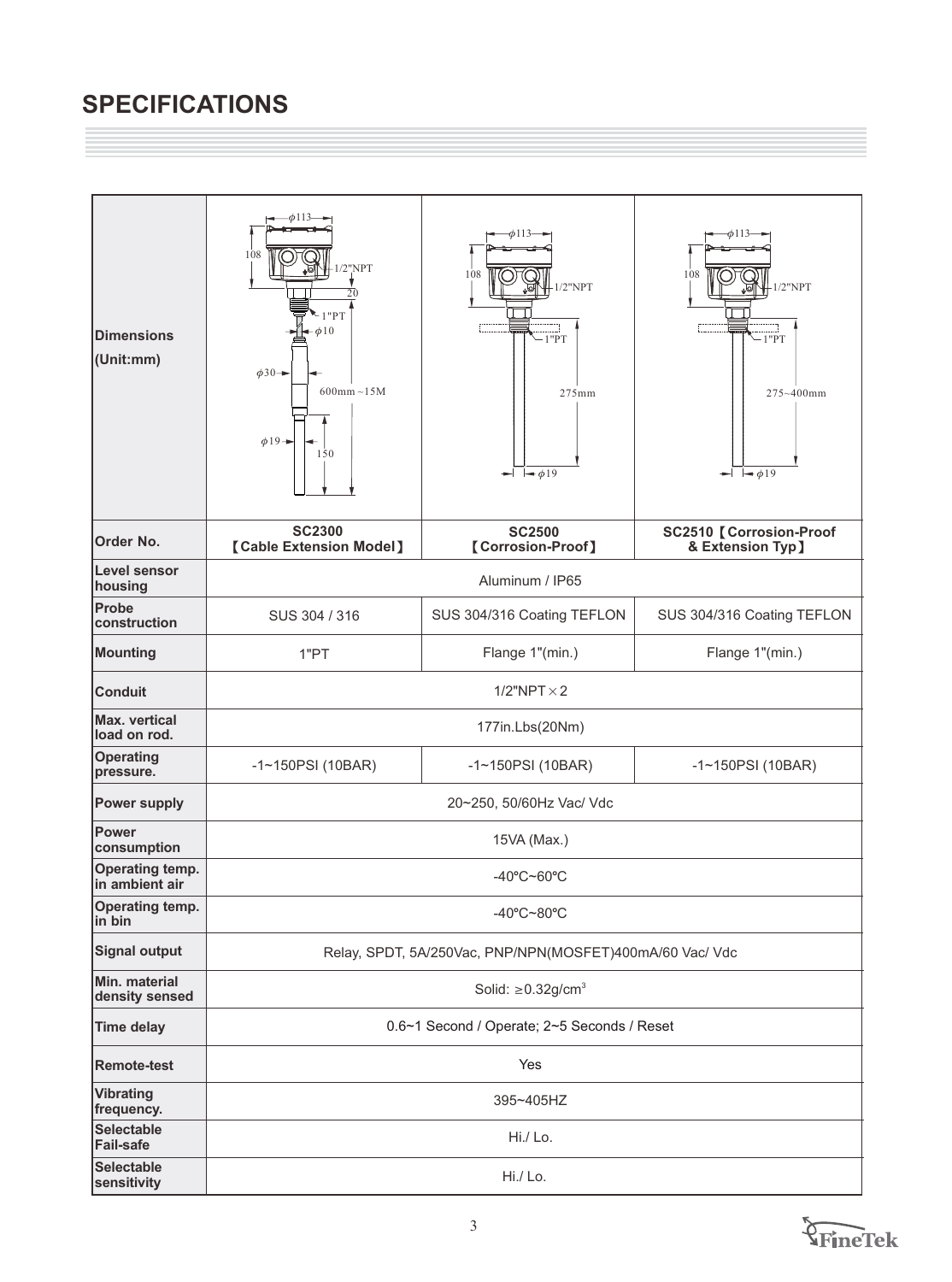## SPECIFICATIONS

| Dimensions (Unit:mm) | ϕ113, 108, 1/2"NPT, 20, 1"PT, ϕ10, ϕ30, 600mm~15M, ϕ19, 150 | ϕ113, 108, 1/2"NPT, 1"PT, 275mm, ϕ19 | ϕ113, 108, 1/2"NPT, 1"PT, 275~400mm, ϕ19 |
|---|---|---|---|
| **Order No.** | **SC2300 【Cable Extension Model】** | **SC2500 【Corrosion-Proof】** | **SC2510【Corrosion-Proof & Extension Typ】** |
| **Level sensor housing** | Aluminum / IP65 | | |
| **Probe construction** | SUS 304 / 316 | SUS 304/316 Coating TEFLON | SUS 304/316 Coating TEFLON |
| **Mounting** | 1"PT | Flange 1"(min.) | Flange 1"(min.) |
| **Conduit** | 1/2"NPT × 2 | | |
| **Max. vertical load on rod.** | 177in.Lbs(20Nm) | | |
| **Operating pressure.** | -1~150PSI (10BAR) | -1~150PSI (10BAR) | -1~150PSI (10BAR) |
| **Power supply** | 20~250, 50/60Hz Vac/ Vdc | | |
| **Power consumption** | 15VA (Max.) | | |
| **Operating temp. in ambient air** | -40℃~60℃ | | |
| **Operating temp. in bin** | -40℃~80℃ | | |
| **Signal output** | Relay, SPDT, 5A/250Vac, PNP/NPN(MOSFET)400mA/60 Vac/ Vdc | | |
| **Min. material density sensed** | Solid: ≥0.32g/cm$^3$ | | |
| **Time delay** | 0.6~1 Second / Operate; 2~5 Seconds / Reset | | |
| **Remote-test** | Yes | | |
| **Vibrating frequency.** | 395~405HZ | | |
| **Selectable Fail-safe** | Hi./ Lo. | | |
| **Selectable sensitivity** | Hi./ Lo. | | |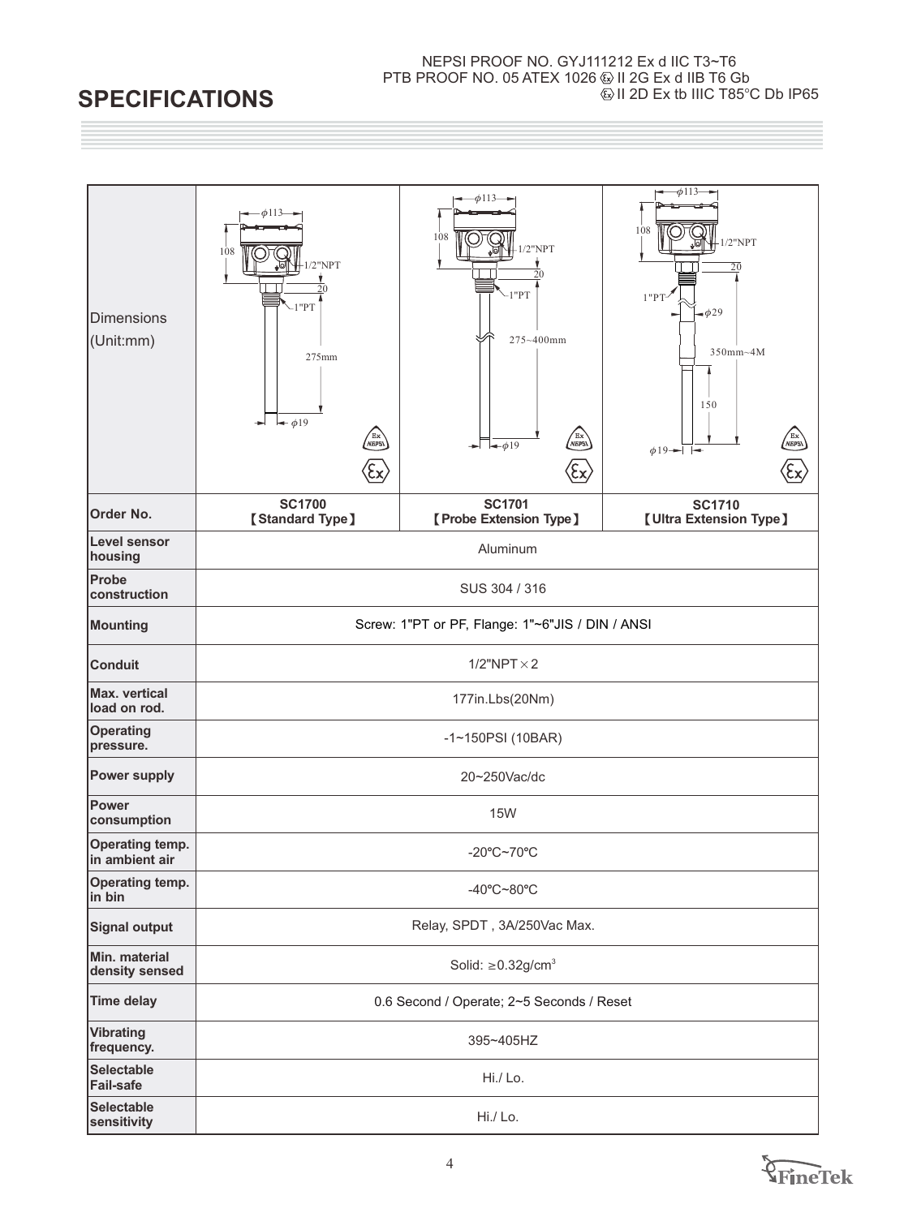NEPSI PROOF NO. GYJ111212 Ex d IIC T3~T6
PTB PROOF NO. 05 ATEX 1026 Ⓔx II 2G Ex d IIB T6 Gb
Ⓔx II 2D Ex tb IIIC T85°C Db IP65

# SPECIFICATIONS

| Dimensions (Unit:mm) | φ113, 108, 1/2"NPT, 20, 1"PT, 275mm, φ19 | φ113, 108, 1/2"NPT, 20, 1"PT, 275~400mm, φ19 | φ113, 108, 1/2"NPT, 20, 1"PT, φ29, 350mm~4M, 150, φ19 |
|---|---|---|---|
| **Order No.** | **SC1700** 【Standard Type】 | **SC1701** 【Probe Extension Type】 | **SC1710** 【Ultra Extension Type】 |
| **Level sensor housing** | Aluminum | | |
| **Probe construction** | SUS 304 / 316 | | |
| **Mounting** | Screw: 1"PT or PF, Flange: 1"~6"JIS / DIN / ANSI | | |
| **Conduit** | 1/2"NPT × 2 | | |
| **Max. vertical load on rod.** | 177in.Lbs(20Nm) | | |
| **Operating pressure.** | -1~150PSI (10BAR) | | |
| **Power supply** | 20~250Vac/dc | | |
| **Power consumption** | 15W | | |
| **Operating temp. in ambient air** | -20℃~70℃ | | |
| **Operating temp. in bin** | -40℃~80℃ | | |
| **Signal output** | Relay, SPDT , 3A/250Vac Max. | | |
| **Min. material density sensed** | Solid: ≥0.32g/cm³ | | |
| **Time delay** | 0.6 Second / Operate; 2~5 Seconds / Reset | | |
| **Vibrating frequency.** | 395~405HZ | | |
| **Selectable Fail-safe** | Hi./ Lo. | | |
| **Selectable sensitivity** | Hi./ Lo. | | |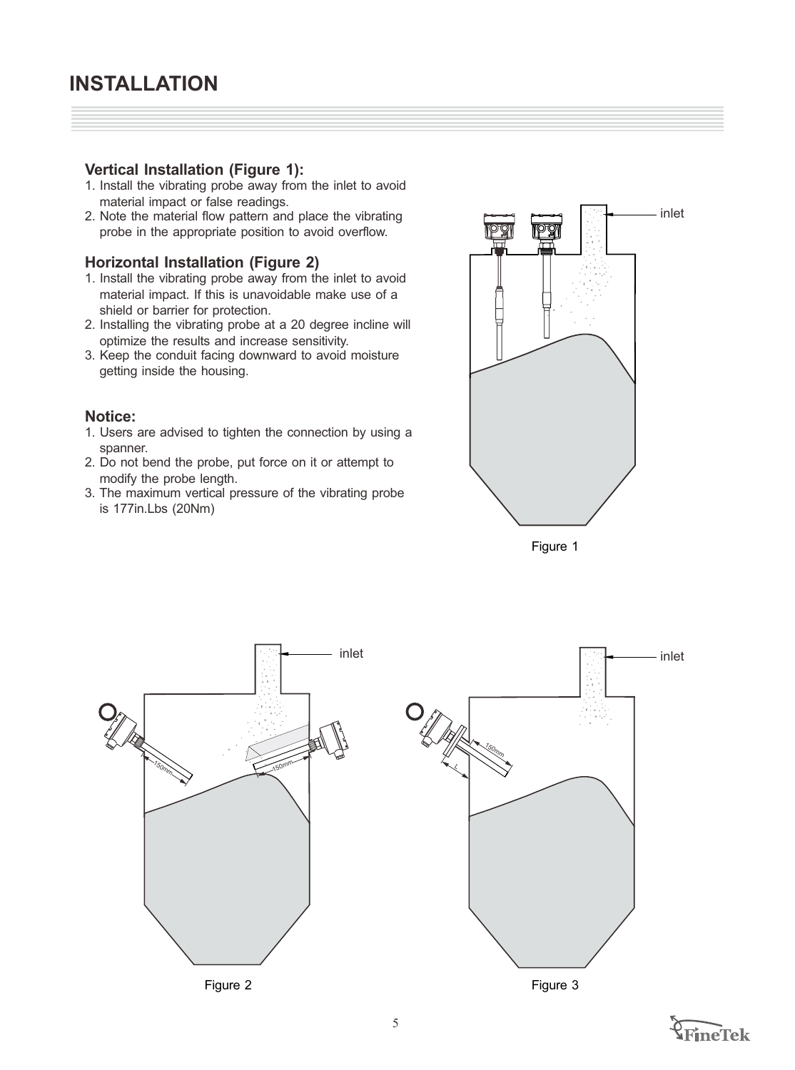# INSTALLATION

### Vertical Installation (Figure 1):

1. Install the vibrating probe away from the inlet to avoid material impact or false readings.
2. Note the material flow pattern and place the vibrating probe in the appropriate position to avoid overflow.

### Horizontal Installation (Figure 2)

1. Install the vibrating probe away from the inlet to avoid material impact. If this is unavoidable make use of a shield or barrier for protection.
2. Installing the vibrating probe at a 20 degree incline will optimize the results and increase sensitivity.
3. Keep the conduit facing downward to avoid moisture getting inside the housing.

### Notice:

1. Users are advised to tighten the connection by using a spanner.
2. Do not bend the probe, put force on it or attempt to modify the probe length.
3. The maximum vertical pressure of the vibrating probe is 177in.Lbs (20Nm)

inlet

Figure 1

inlet

150mm

150mm

Figure 2

inlet

150mm

L

Figure 3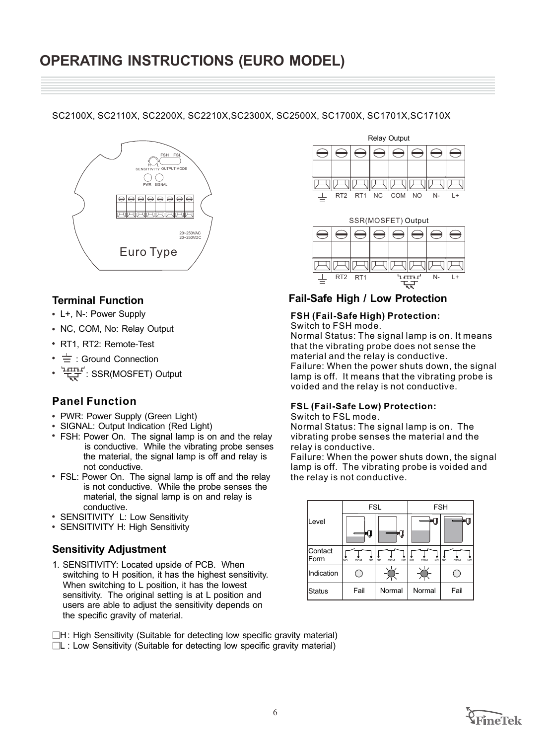# OPERATING INSTRUCTIONS (EURO MODEL)

SC2100X, SC2110X, SC2200X, SC2210X,SC2300X, SC2500X, SC1700X, SC1701X,SC1710X

Relay Output

⏚ RT2 RT1 NC COM NO N- L+

SSR(MOSFET) Output

⏚ RT2 RT1 SSR N- L+

Euro Type

20~250VAC
20~250VDC

## Terminal Function

- L+, N-: Power Supply
- NC, COM, No: Relay Output
- RT1, RT2: Remote-Test
- ⏚ : Ground Connection
- SSR : SSR(MOSFET) Output

## Panel Function

- PWR: Power Supply (Green Light)
- SIGNAL: Output Indication (Red Light)
- FSH: Power On. The signal lamp is on and the relay is conductive. While the vibrating probe senses the material, the signal lamp is off and relay is not conductive.
- FSL: Power On. The signal lamp is off and the relay is not conductive. While the probe senses the material, the signal lamp is on and relay is conductive.
- SENSITIVITY L: Low Sensitivity
- SENSITIVITY H: High Sensitivity

## Sensitivity Adjustment

1. SENSITIVITY: Located upside of PCB. When switching to H position, it has the highest sensitivity. When switching to L position, it has the lowest sensitivity. The original setting is at L position and users are able to adjust the sensitivity depends on the specific gravity of material.

□H: High Sensitivity (Suitable for detecting low specific gravity material)
□L : Low Sensitivity (Suitable for detecting low specific gravity material)

## Fail-Safe High / Low Protection

**FSH (Fail-Safe High) Protection:**
Switch to FSH mode.
Normal Status: The signal lamp is on. It means that the vibrating probe does not sense the material and the relay is conductive.
Failure: When the power shuts down, the signal lamp is off. It means that the vibrating probe is voided and the relay is not conductive.

**FSL (Fail-Safe Low) Protection:**
Switch to FSL mode.
Normal Status: The signal lamp is on. The vibrating probe senses the material and the relay is conductive.
Failure: When the power shuts down, the signal lamp is off. The vibrating probe is voided and the relay is not conductive.

| | FSL | | FSH | |
|---|---|---|---|---|
| Level | | | | |
| Contact Form | NO COM NC | NO COM NC | NO COM NC | NO COM NC |
| Indication | ○ | ☀ | ☀ | ○ |
| Status | Fail | Normal | Normal | Fail |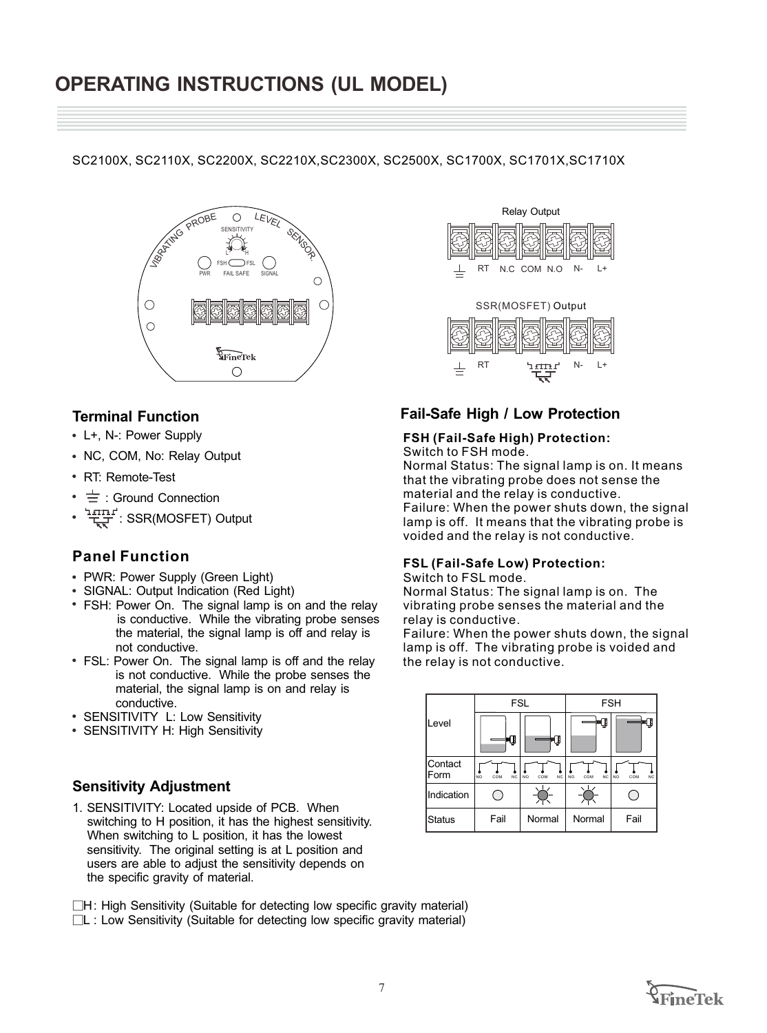# OPERATING INSTRUCTIONS (UL MODEL)

SC2100X, SC2110X, SC2200X, SC2210X,SC2300X, SC2500X, SC1700X, SC1701X,SC1710X

Relay Output

⏚ RT N.C COM N.O N- L+

SSR(MOSFET) Output

⏚ RT N- L+

## Terminal Function

- L+, N-: Power Supply
- NC, COM, No: Relay Output
- RT: Remote-Test
- ⏚ : Ground Connection
- : SSR(MOSFET) Output

## Panel Function

- PWR: Power Supply (Green Light)
- SIGNAL: Output Indication (Red Light)
- FSH: Power On. The signal lamp is on and the relay is conductive. While the vibrating probe senses the material, the signal lamp is off and relay is not conductive.
- FSL: Power On. The signal lamp is off and the relay is not conductive. While the probe senses the material, the signal lamp is on and relay is conductive.
- SENSITIVITY L: Low Sensitivity
- SENSITIVITY H: High Sensitivity

## Sensitivity Adjustment

1. SENSITIVITY: Located upside of PCB. When switching to H position, it has the highest sensitivity. When switching to L position, it has the lowest sensitivity. The original setting is at L position and users are able to adjust the sensitivity depends on the specific gravity of material.

## Fail-Safe High / Low Protection

**FSH (Fail-Safe High) Protection:**
Switch to FSH mode.
Normal Status: The signal lamp is on. It means that the vibrating probe does not sense the material and the relay is conductive.
Failure: When the power shuts down, the signal lamp is off. It means that the vibrating probe is voided and the relay is not conductive.

**FSL (Fail-Safe Low) Protection:**
Switch to FSL mode.
Normal Status: The signal lamp is on. The vibrating probe senses the material and the relay is conductive.
Failure: When the power shuts down, the signal lamp is off. The vibrating probe is voided and the relay is not conductive.

| | FSL | | FSH | |
|---|---|---|---|---|
| Level | | | | |
| Contact Form | NO COM NC | NO COM NC | NO COM NC | NO COM NC |
| Indication | ○ | ☼ | ☼ | ○ |
| Status | Fail | Normal | Normal | Fail |

□H: High Sensitivity (Suitable for detecting low specific gravity material)
□L : Low Sensitivity (Suitable for detecting low specific gravity material)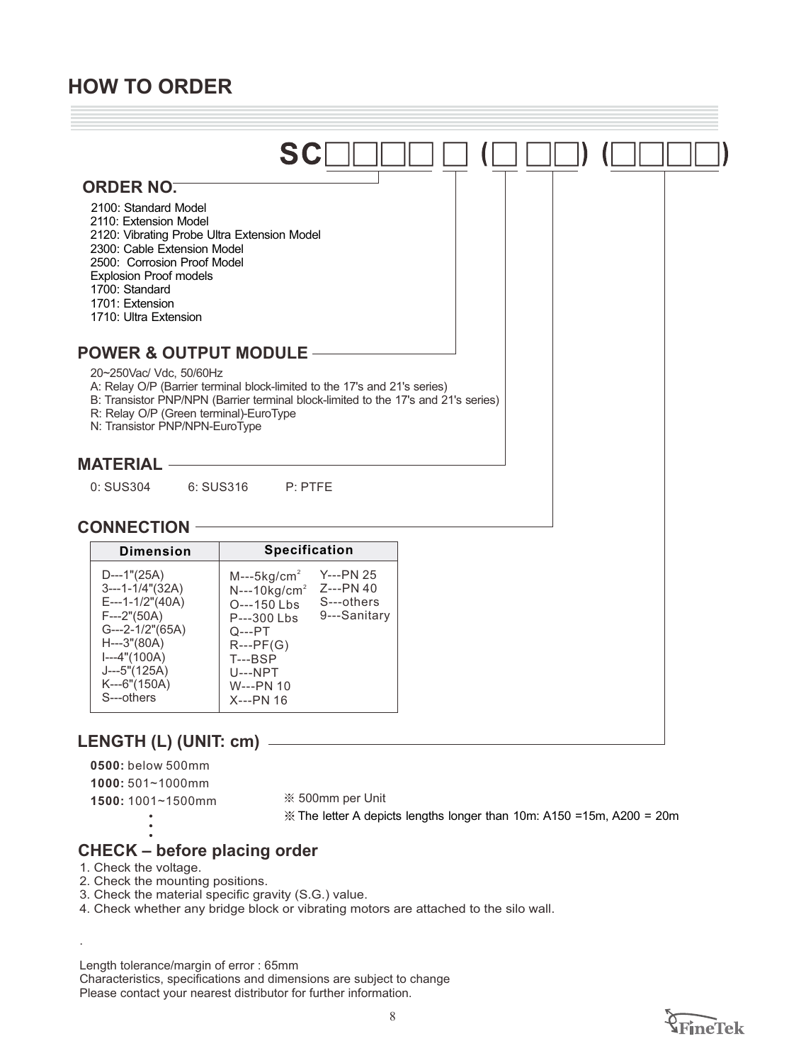## HOW TO ORDER

**SC□□□□ □ (□ □□) (□□□□)**

### ORDER NO.

2100: Standard Model
2110: Extension Model
2120: Vibrating Probe Ultra Extension Model
2300: Cable Extension Model
2500: Corrosion Proof Model
Explosion Proof models
1700: Standard
1701: Extension
1710: Ultra Extension

### POWER & OUTPUT MODULE

20~250Vac/ Vdc, 50/60Hz
A: Relay O/P (Barrier terminal block-limited to the 17's and 21's series)
B: Transistor PNP/NPN (Barrier terminal block-limited to the 17's and 21's series)
R: Relay O/P (Green terminal)-EuroType
N: Transistor PNP/NPN-EuroType

### MATERIAL

0: SUS304 6: SUS316 P: PTFE

### CONNECTION

| Dimension | Specification | |
|---|---|---|
| D---1"(25A) | M---5kg/cm$^2$ | Y---PN 25 |
| 3---1-1/4"(32A) | N---10kg/cm$^2$ | Z---PN 40 |
| E---1-1/2"(40A) | O---150 Lbs | S---others |
| F---2"(50A) | P---300 Lbs | 9---Sanitary |
| G---2-1/2"(65A) | Q---PT | |
| H---3"(80A) | R---PF(G) | |
| I---4"(100A) | T---BSP | |
| J---5"(125A) | U---NPT | |
| K---6"(150A) | W---PN 10 | |
| S---others | X---PN 16 | |

### LENGTH (L) (UNIT: cm)

**0500:** below 500mm
**1000:** 501~1000mm
**1500:** 1001~1500mm
⋮

※ 500mm per Unit
※ The letter A depicts lengths longer than 10m: A150 =15m, A200 = 20m

### CHECK – before placing order

1. Check the voltage.
2. Check the mounting positions.
3. Check the material specific gravity (S.G.) value.
4. Check whether any bridge block or vibrating motors are attached to the silo wall.

Length tolerance/margin of error : 65mm
Characteristics, specifications and dimensions are subject to change
Please contact your nearest distributor for further information.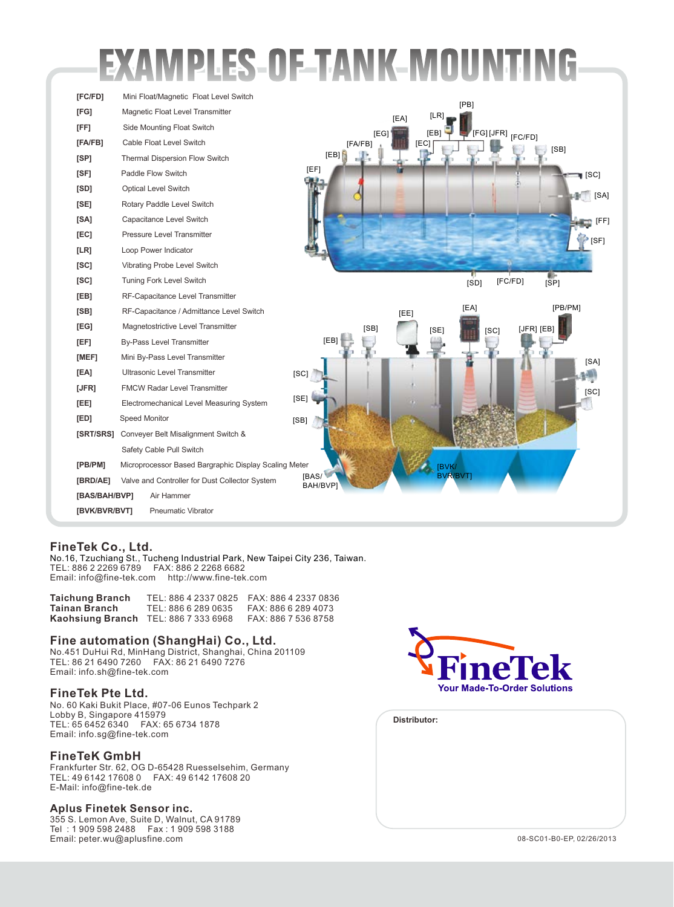# EXAMPLES OF TANK MOUNTING

| | |
|---|---|
| [FC/FD] | Mini Float/Magnetic Float Level Switch |
| [FG] | Magnetic Float Level Transmitter |
| [FF] | Side Mounting Float Switch |
| [FA/FB] | Cable Float Level Switch |
| [SP] | Thermal Dispersion Flow Switch |
| [SF] | Paddle Flow Switch |
| [SD] | Optical Level Switch |
| [SE] | Rotary Paddle Level Switch |
| [SA] | Capacitance Level Switch |
| [EC] | Pressure Level Transmitter |
| [LR] | Loop Power Indicator |
| [SC] | Vibrating Probe Level Switch |
| [SC] | Tuning Fork Level Switch |
| [EB] | RF-Capacitance Level Transmitter |
| [SB] | RF-Capacitance / Admittance Level Switch |
| [EG] | Magnetostrictive Level Transmitter |
| [EF] | By-Pass Level Transmitter |
| [MEF] | Mini By-Pass Level Transmitter |
| [EA] | Ultrasonic Level Transmitter |
| [JFR] | FMCW Radar Level Transmitter |
| [EE] | Electromechanical Level Measuring System |
| [ED] | Speed Monitor |
| [SRT/SRS] | Conveyer Belt Misalignment Switch & Safety Cable Pull Switch |
| [PB/PM] | Microprocessor Based Bargraphic Display Scaling Meter |
| [BRD/AE] | Valve and Controller for Dust Collector System |
| [BAS/BAH/BVP] | Air Hammer |
| [BVK/BVR/BVT] | Pneumatic Vibrator |

[PB] [EA] [LR] [EG] [EB] [FG] [JFR] [FC/FD] [FA/FB] [EC] [SB] [EB] [EF] [SC] [SA] [FF] [SF] [SD] [FC/FD] [SP]

[EE] [EA] [PB/PM] [SB] [SE] [SC] [JFR] [EB] [EB] [SA] [SC] [SC] [SE] [SB] [BVK/ BVR/BVT] [BAS/ BAH/BVP]

## FineTek Co., Ltd.

No.16, Tzuchiang St., Tucheng Industrial Park, New Taipei City 236, Taiwan.
TEL: 886 2 2269 6789 FAX: 886 2 2268 6682
Email: info@fine-tek.com http://www.fine-tek.com

| | | |
|---|---|---|
| **Taichung Branch** | TEL: 886 4 2337 0825 | FAX: 886 4 2337 0836 |
| **Tainan Branch** | TEL: 886 6 289 0635 | FAX: 886 6 289 4073 |
| **Kaohsiung Branch** | TEL: 886 7 333 6968 | FAX: 886 7 536 8758 |

## Fine automation (ShangHai) Co., Ltd.

No.451 DuHui Rd, MinHang District, Shanghai, China 201109
TEL: 86 21 6490 7260 FAX: 86 21 6490 7276
Email: info.sh@fine-tek.com

## FineTek Pte Ltd.

No. 60 Kaki Bukit Place, #07-06 Eunos Techpark 2
Lobby B, Singapore 415979
TEL: 65 6452 6340 FAX: 65 6734 1878
Email: info.sg@fine-tek.com

## FineTeK GmbH

Frankfurter Str. 62, OG D-65428 Ruesselsehim, Germany
TEL: 49 6142 17608 0 FAX: 49 6142 17608 20
E-Mail: info@fine-tek.de

## Aplus Finetek Sensor inc.

355 S. Lemon Ave, Suite D, Walnut, CA 91789
Tel : 1 909 598 2488 Fax : 1 909 598 3188
Email: peter.wu@aplusfine.com

FineTek
Your Made-To-Order Solutions

Distributor:

08-SC01-B0-EP, 02/26/2013